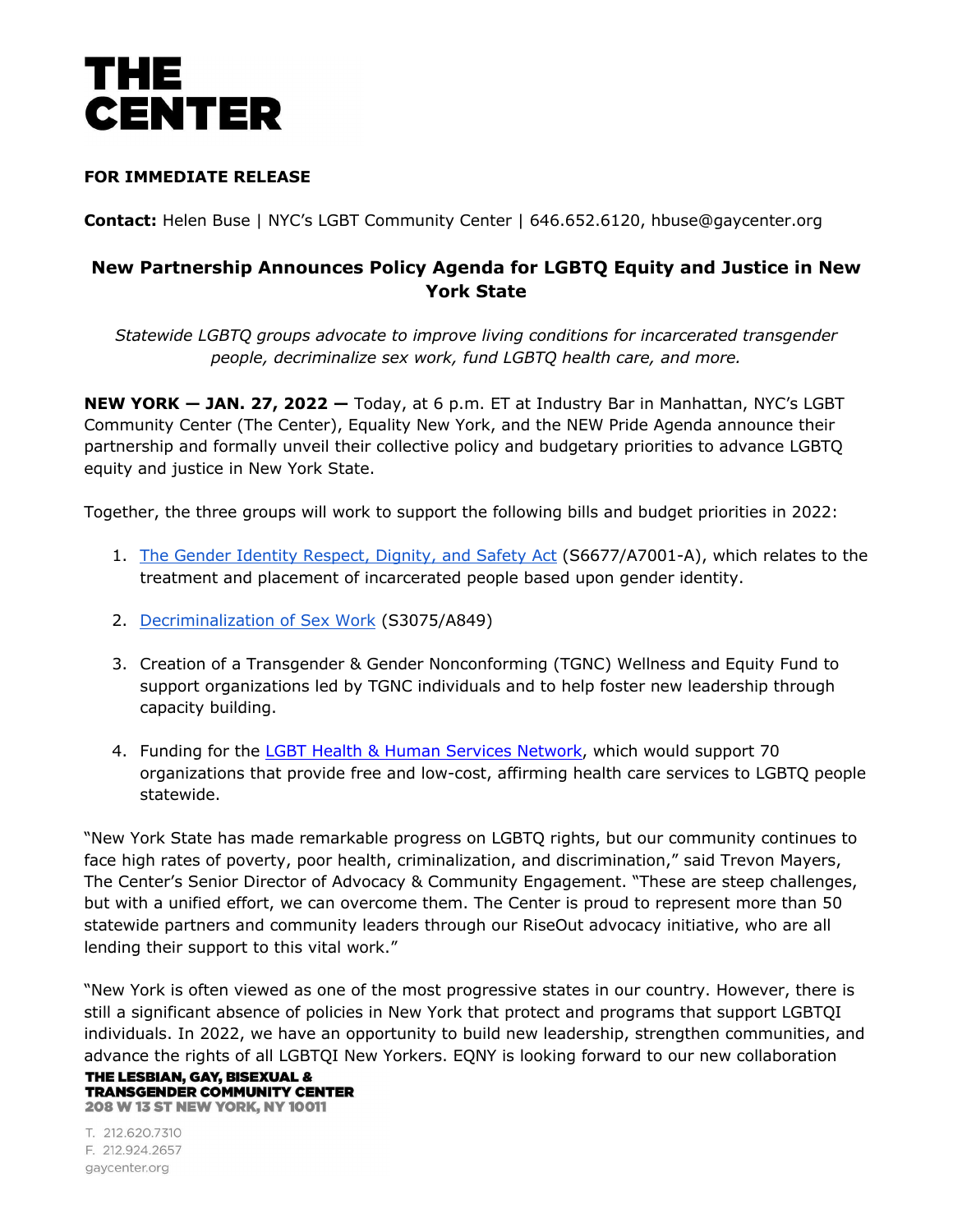# THE CENTER

**FOR IMMEDIATE RELEASE**

**Contact:** Helen Buse | NYC's LGBT Community Center | 646.652.6120, hbuse@gaycenter.org

## New Partnership Announces Policy Agenda for LGBTQ Equity and Justice in New York State

*Statewide LGBTQ groups advocate to improve living conditions for incarcerated transgender people, decriminalize sex work, fund LGBTQ health care, and more.*

**NEW YORK — JAN. 27, 2022 —** Today, at 6 p.m. ET at Industry Bar in Manhattan, NYC's LGBT Community Center (The Center), Equality New York, and the NEW Pride Agenda announce their partnership and formally unveil their collective policy and budgetary priorities to advance LGBTQ equity and justice in New York State.

Together, the three groups will work to support the following bills and budget priorities in 2022:

1. The Gender Identity Respect, Dignity, and Safety Act (S6677/A7001-A), which relates to the treatment and placement of incarcerated people based upon gender identity.
2. Decriminalization of Sex Work (S3075/A849)
3. Creation of a Transgender & Gender Nonconforming (TGNC) Wellness and Equity Fund to support organizations led by TGNC individuals and to help foster new leadership through capacity building.
4. Funding for the LGBT Health & Human Services Network, which would support 70 organizations that provide free and low-cost, affirming health care services to LGBTQ people statewide.

"New York State has made remarkable progress on LGBTQ rights, but our community continues to face high rates of poverty, poor health, criminalization, and discrimination," said Trevon Mayers, The Center's Senior Director of Advocacy & Community Engagement. "These are steep challenges, but with a unified effort, we can overcome them. The Center is proud to represent more than 50 statewide partners and community leaders through our RiseOut advocacy initiative, who are all lending their support to this vital work."

"New York is often viewed as one of the most progressive states in our country. However, there is still a significant absence of policies in New York that protect and programs that support LGBTQI individuals. In 2022, we have an opportunity to build new leadership, strengthen communities, and advance the rights of all LGBTQI New Yorkers. EQNY is looking forward to our new collaboration

**THE LESBIAN, GAY, BISEXUAL & TRANSGENDER COMMUNITY CENTER**
**208 W 13 ST NEW YORK, NY 10011**

T. 212.620.7310
F. 212.924.2657
gaycenter.org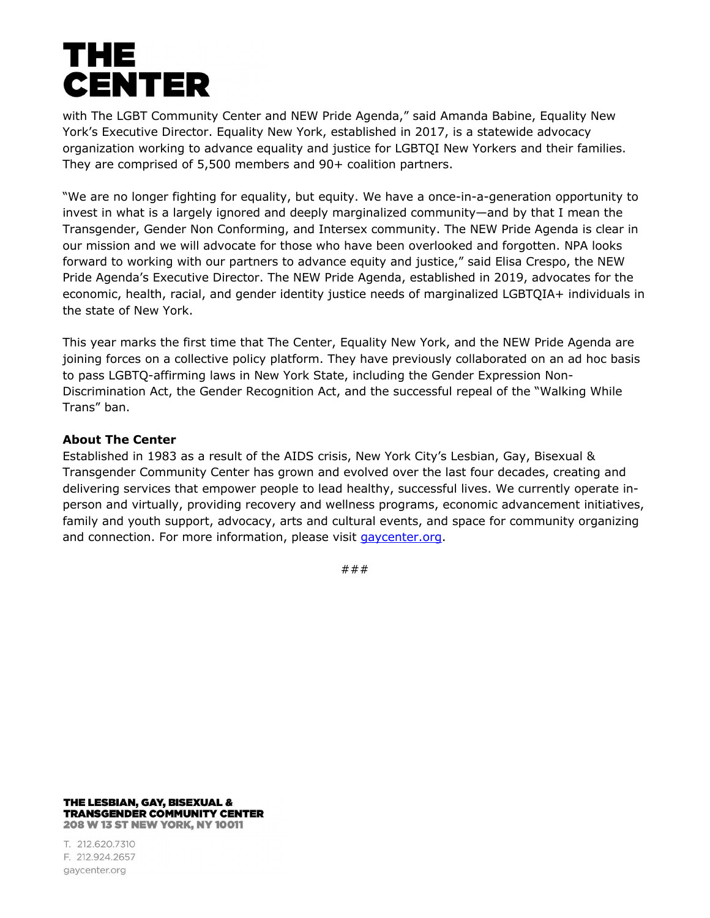with The LGBT Community Center and NEW Pride Agenda," said Amanda Babine, Equality New York's Executive Director. Equality New York, established in 2017, is a statewide advocacy organization working to advance equality and justice for LGBTQI New Yorkers and their families. They are comprised of 5,500 members and 90+ coalition partners.

"We are no longer fighting for equality, but equity. We have a once-in-a-generation opportunity to invest in what is a largely ignored and deeply marginalized community—and by that I mean the Transgender, Gender Non Conforming, and Intersex community. The NEW Pride Agenda is clear in our mission and we will advocate for those who have been overlooked and forgotten. NPA looks forward to working with our partners to advance equity and justice," said Elisa Crespo, the NEW Pride Agenda's Executive Director. The NEW Pride Agenda, established in 2019, advocates for the economic, health, racial, and gender identity justice needs of marginalized LGBTQIA+ individuals in the state of New York.

This year marks the first time that The Center, Equality New York, and the NEW Pride Agenda are joining forces on a collective policy platform. They have previously collaborated on an ad hoc basis to pass LGBTQ-affirming laws in New York State, including the Gender Expression Non-Discrimination Act, the Gender Recognition Act, and the successful repeal of the "Walking While Trans" ban.

**About The Center**

Established in 1983 as a result of the AIDS crisis, New York City's Lesbian, Gay, Bisexual & Transgender Community Center has grown and evolved over the last four decades, creating and delivering services that empower people to lead healthy, successful lives. We currently operate in-person and virtually, providing recovery and wellness programs, economic advancement initiatives, family and youth support, advocacy, arts and cultural events, and space for community organizing and connection. For more information, please visit gaycenter.org.

###